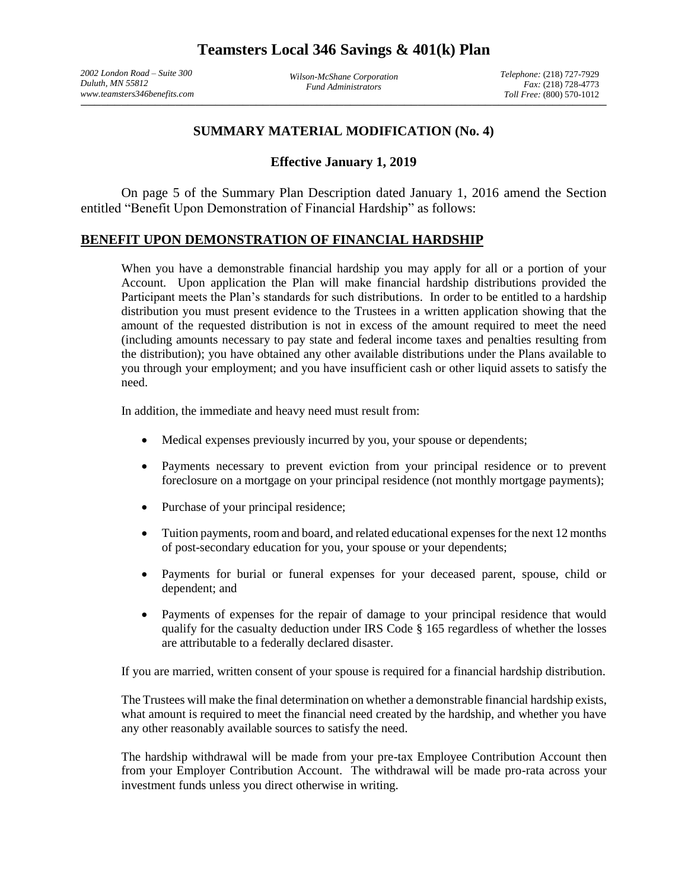# Teamsters Local 346 Savings & 401(k) Plan

*2002 London Road – Suite 300*
*Duluth, MN 55812*
*www.teamsters346benefits.com*

*Wilson-McShane Corporation*
*Fund Administrators*

*Telephone:* (218) 727-7929
*Fax:* (218) 728-4773
*Toll Free:* (800) 570-1012

## SUMMARY MATERIAL MODIFICATION (No. 4)

### Effective January 1, 2019

On page 5 of the Summary Plan Description dated January 1, 2016 amend the Section entitled "Benefit Upon Demonstration of Financial Hardship" as follows:

## BENEFIT UPON DEMONSTRATION OF FINANCIAL HARDSHIP

When you have a demonstrable financial hardship you may apply for all or a portion of your Account. Upon application the Plan will make financial hardship distributions provided the Participant meets the Plan's standards for such distributions. In order to be entitled to a hardship distribution you must present evidence to the Trustees in a written application showing that the amount of the requested distribution is not in excess of the amount required to meet the need (including amounts necessary to pay state and federal income taxes and penalties resulting from the distribution); you have obtained any other available distributions under the Plans available to you through your employment; and you have insufficient cash or other liquid assets to satisfy the need.

In addition, the immediate and heavy need must result from:

- Medical expenses previously incurred by you, your spouse or dependents;
- Payments necessary to prevent eviction from your principal residence or to prevent foreclosure on a mortgage on your principal residence (not monthly mortgage payments);
- Purchase of your principal residence;
- Tuition payments, room and board, and related educational expenses for the next 12 months of post-secondary education for you, your spouse or your dependents;
- Payments for burial or funeral expenses for your deceased parent, spouse, child or dependent; and
- Payments of expenses for the repair of damage to your principal residence that would qualify for the casualty deduction under IRS Code § 165 regardless of whether the losses are attributable to a federally declared disaster.

If you are married, written consent of your spouse is required for a financial hardship distribution.

The Trustees will make the final determination on whether a demonstrable financial hardship exists, what amount is required to meet the financial need created by the hardship, and whether you have any other reasonably available sources to satisfy the need.

The hardship withdrawal will be made from your pre-tax Employee Contribution Account then from your Employer Contribution Account. The withdrawal will be made pro-rata across your investment funds unless you direct otherwise in writing.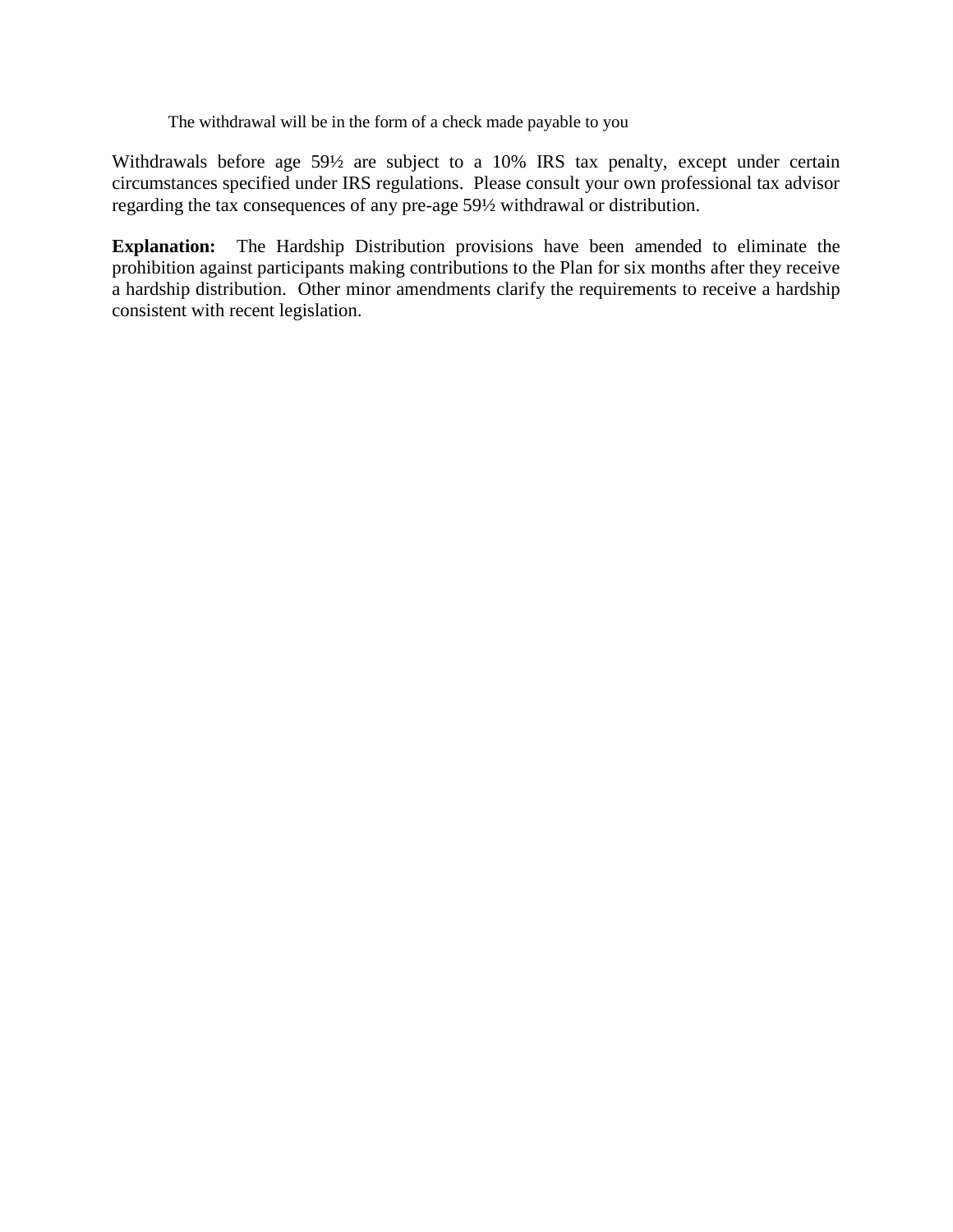The withdrawal will be in the form of a check made payable to you

Withdrawals before age 59½ are subject to a 10% IRS tax penalty, except under certain circumstances specified under IRS regulations. Please consult your own professional tax advisor regarding the tax consequences of any pre-age 59½ withdrawal or distribution.

**Explanation:** The Hardship Distribution provisions have been amended to eliminate the prohibition against participants making contributions to the Plan for six months after they receive a hardship distribution. Other minor amendments clarify the requirements to receive a hardship consistent with recent legislation.